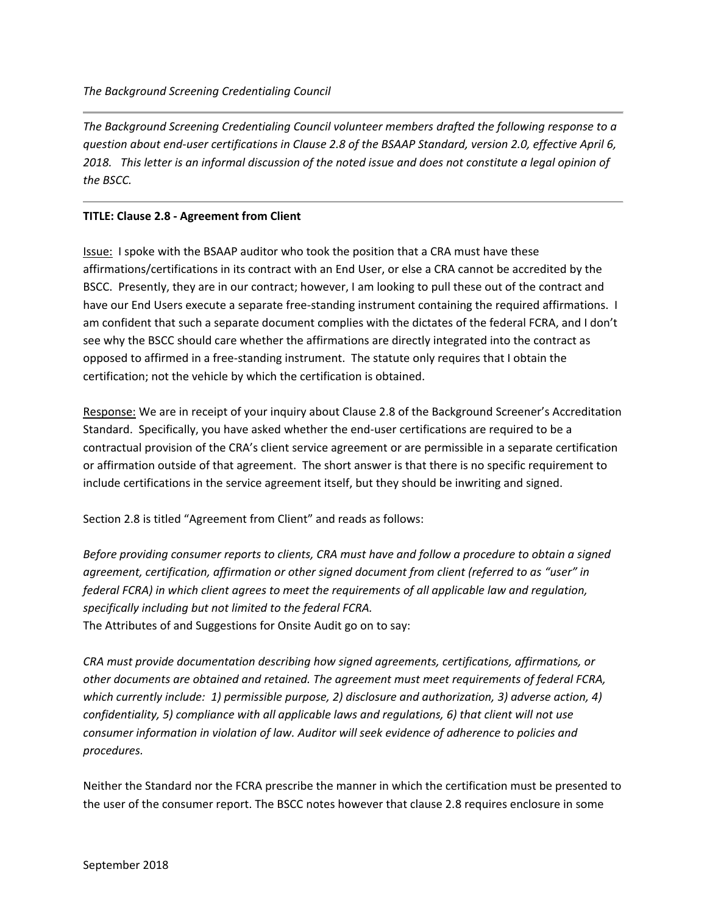*The Background Screening Credentialing Council*

---

*The Background Screening Credentialing Council volunteer members drafted the following response to a question about end-user certifications in Clause 2.8 of the BSAAP Standard, version 2.0, effective April 6, 2018. This letter is an informal discussion of the noted issue and does not constitute a legal opinion of the BSCC.*

---

**TITLE: Clause 2.8 - Agreement from Client**

Issue: I spoke with the BSAAP auditor who took the position that a CRA must have these affirmations/certifications in its contract with an End User, or else a CRA cannot be accredited by the BSCC. Presently, they are in our contract; however, I am looking to pull these out of the contract and have our End Users execute a separate free-standing instrument containing the required affirmations. I am confident that such a separate document complies with the dictates of the federal FCRA, and I don't see why the BSCC should care whether the affirmations are directly integrated into the contract as opposed to affirmed in a free-standing instrument. The statute only requires that I obtain the certification; not the vehicle by which the certification is obtained.

Response: We are in receipt of your inquiry about Clause 2.8 of the Background Screener's Accreditation Standard. Specifically, you have asked whether the end-user certifications are required to be a contractual provision of the CRA's client service agreement or are permissible in a separate certification or affirmation outside of that agreement. The short answer is that there is no specific requirement to include certifications in the service agreement itself, but they should be inwriting and signed.

Section 2.8 is titled "Agreement from Client" and reads as follows:

*Before providing consumer reports to clients, CRA must have and follow a procedure to obtain a signed agreement, certification, affirmation or other signed document from client (referred to as "user" in federal FCRA) in which client agrees to meet the requirements of all applicable law and regulation, specifically including but not limited to the federal FCRA.*

The Attributes of and Suggestions for Onsite Audit go on to say:

*CRA must provide documentation describing how signed agreements, certifications, affirmations, or other documents are obtained and retained. The agreement must meet requirements of federal FCRA, which currently include: 1) permissible purpose, 2) disclosure and authorization, 3) adverse action, 4) confidentiality, 5) compliance with all applicable laws and regulations, 6) that client will not use consumer information in violation of law. Auditor will seek evidence of adherence to policies and procedures.*

Neither the Standard nor the FCRA prescribe the manner in which the certification must be presented to the user of the consumer report. The BSCC notes however that clause 2.8 requires enclosure in some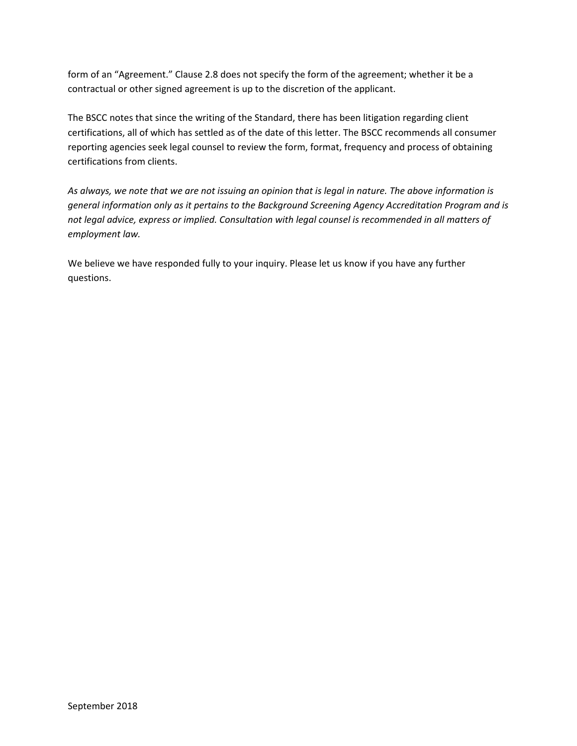form of an "Agreement." Clause 2.8 does not specify the form of the agreement; whether it be a contractual or other signed agreement is up to the discretion of the applicant.

The BSCC notes that since the writing of the Standard, there has been litigation regarding client certifications, all of which has settled as of the date of this letter. The BSCC recommends all consumer reporting agencies seek legal counsel to review the form, format, frequency and process of obtaining certifications from clients.

*As always, we note that we are not issuing an opinion that is legal in nature. The above information is general information only as it pertains to the Background Screening Agency Accreditation Program and is not legal advice, express or implied. Consultation with legal counsel is recommended in all matters of employment law.*

We believe we have responded fully to your inquiry. Please let us know if you have any further questions.

September 2018